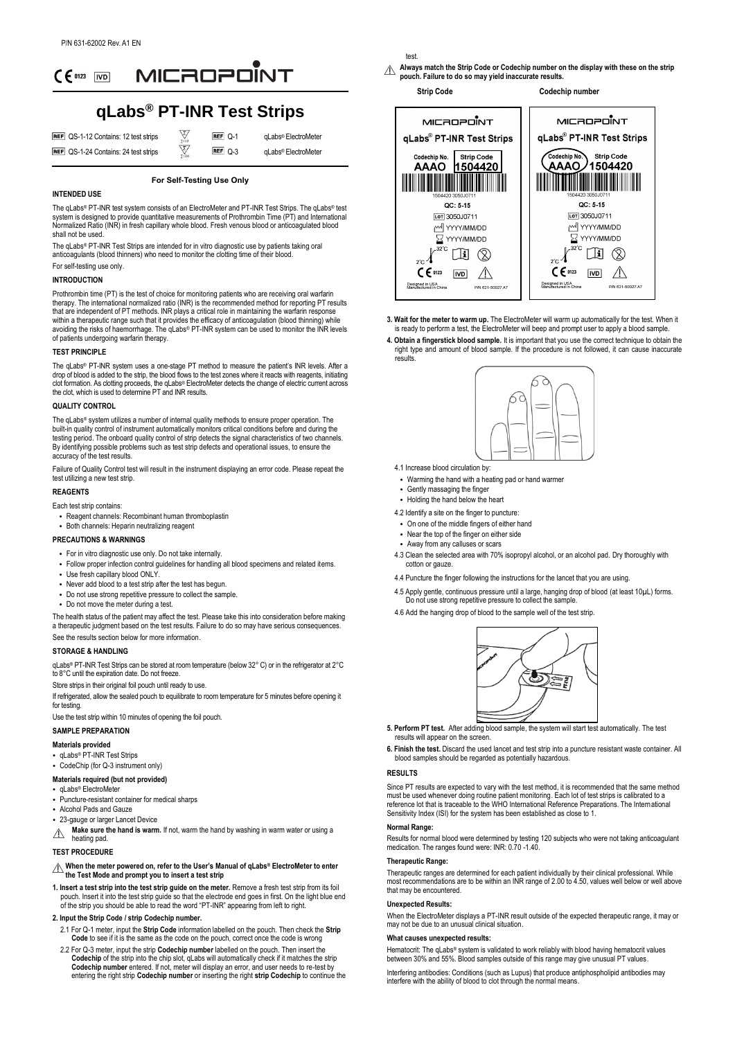P/N 631-62002 Rev. A1 EN

CE 0123 IVD MICROPOINT

# qLabs® PT-INR Test Strips

| | | | |
|---|---|---|---|
| REF QS-1-12 Contains: 12 test strips | Σ12 | REF Q-1 | qLabs® ElectroMeter |
| REF QS-1-24 Contains: 24 test strips | Σ24 | REF Q-3 | qLabs® ElectroMeter |

**For Self-Testing Use Only**

## INTENDED USE

The qLabs® PT-INR test system consists of an ElectroMeter and PT-INR Test Strips. The qLabs® test system is designed to provide quantitative measurements of Prothrombin Time (PT) and International Normalized Ratio (INR) in fresh capillary whole blood. Fresh venous blood or anticoagulated blood shall not be used.

The qLabs® PT-INR Test Strips are intended for in vitro diagnostic use by patients taking oral anticoagulants (blood thinners) who need to monitor the clotting time of their blood.

For self-testing use only.

## INTRODUCTION

Prothrombin time (PT) is the test of choice for monitoring patients who are receiving oral warfarin therapy. The international normalized ratio (INR) is the recommended method for reporting PT results that are independent of PT methods. INR plays a critical role in maintaining the warfarin response within a therapeutic range such that it provides the efficacy of anticoagulation (blood thinning) while avoiding the risks of haemorrhage. The qLabs® PT-INR system can be used to monitor the INR levels of patients undergoing warfarin therapy.

## TEST PRINCIPLE

The qLabs® PT-INR system uses a one-stage PT method to measure the patient's INR levels. After a drop of blood is added to the strip, the blood flows to the test zones where it reacts with reagents, initiating clot formation. As clotting proceeds, the qLabs® ElectroMeter detects the change of electric current across the clot, which is used to determine PT and INR results.

## QUALITY CONTROL

The qLabs® system utilizes a number of internal quality methods to ensure proper operation. The built-in quality control of instrument automatically monitors critical conditions before and during the testing period. The onboard quality control of strip detects the signal characteristics of two channels. By identifying possible problems such as test strip defects and operational issues, to ensure the accuracy of the test results.

Failure of Quality Control test will result in the instrument displaying an error code. Please repeat the test utilizing a new test strip.

## REAGENTS

Each test strip contains:

- Reagent channels: Recombinant human thromboplastin
- Both channels: Heparin neutralizing reagent

## PRECAUTIONS & WARNINGS

- For in vitro diagnostic use only. Do not take internally.
- Follow proper infection control guidelines for handling all blood specimens and related items.
- Use fresh capillary blood ONLY.
- Never add blood to a test strip after the test has begun.
- Do not use strong repetitive pressure to collect the sample.
- Do not move the meter during a test.

The health status of the patient may affect the test. Please take this into consideration before making a therapeutic judgment based on the test results. Failure to do so may have serious consequences. See the results section below for more information.

## STORAGE & HANDLING

qLabs® PT-INR Test Strips can be stored at room temperature (below 32° C) or in the refrigerator at 2°C to 8°C until the expiration date. Do not freeze.

Store strips in their original foil pouch until ready to use.

If refrigerated, allow the sealed pouch to equilibrate to room temperature for 5 minutes before opening it for testing.

Use the test strip within 10 minutes of opening the foil pouch.

## SAMPLE PREPARATION

### Materials provided

- qLabs® PT-INR Test Strips
- CodeChip (for Q-3 instrument only)

### Materials required (but not provided)

- qLabs® ElectroMeter
- Puncture-resistant container for medical sharps
- Alcohol Pads and Gauze
- 23-gauge or larger Lancet Device

⚠ **Make sure the hand is warm.** If not, warm the hand by washing in warm water or using a heating pad.

## TEST PROCEDURE

⚠ **When the meter powered on, refer to the User's Manual of qLabs® ElectroMeter to enter the Test Mode and prompt you to insert a test strip**

**1. Insert a test strip into the test strip guide on the meter.** Remove a fresh test strip from its foil pouch. Insert it into the test strip guide so that the electrode end goes in first. On the light blue end of the strip you should be able to read the word "PT-INR" appearing from left to right.

**2. Input the Strip Code / strip Codechip number.**

2.1 For Q-1 meter, input the **Strip Code** information labelled on the pouch. Then check the **Strip Code** to see if it is the same as the code on the pouch, correct once the code is wrong

2.2 For Q-3 meter, input the strip **Codechip number** labelled on the pouch. Then insert the **Codechip** of the strip into the chip slot, qLabs will automatically check if it matches the strip **Codechip number** entered. If not, meter will display an error, and user needs to re-test by entering the right strip **Codechip number** or inserting the right **strip Codechip** to continue the test.

⚠ **Always match the Strip Code or Codechip number on the display with these on the strip pouch. Failure to do so may yield inaccurate results.**

| Strip Code | Codechip number |
|---|---|
| MICROPOINT qLabs® PT-INR Test Strips<br>Codechip No. AAAO — **Strip Code 1504420** (highlighted)<br>1504420 3050J0711<br>QC: 5-15<br>LOT 3050J0711<br>YYYY/MM/DD<br>YYYY/MM/DD<br>2°C–32°C<br>CE 0123 IVD<br>Designed in USA Manufactured in China P/N 621-50027.A7 | MICROPOINT qLabs® PT-INR Test Strips<br>**Codechip No. AAAO** (highlighted) — Strip Code 1504420<br>1504420 3050J0711<br>QC: 5-15<br>LOT 3050J0711<br>YYYY/MM/DD<br>YYYY/MM/DD<br>2°C–32°C<br>CE 0123 IVD<br>Designed in USA Manufactured in China P/N 621-50027.A7 |

**3. Wait for the meter to warm up.** The ElectroMeter will warm up automatically for the test. When it is ready to perform a test, the ElectroMeter will beep and prompt user to apply a blood sample.

**4. Obtain a fingerstick blood sample.** It is important that you use the correct technique to obtain the right type and amount of blood sample. If the procedure is not followed, it can cause inaccurate results.

4.1 Increase blood circulation by:

- Warming the hand with a heating pad or hand warmer
- Gently massaging the finger
- Holding the hand below the heart

4.2 Identify a site on the finger to puncture:

- On one of the middle fingers of either hand
- Near the top of the finger on either side
- Away from any calluses or scars

4.3 Clean the selected area with 70% isopropyl alcohol, or an alcohol pad. Dry thoroughly with cotton or gauze.

4.4 Puncture the finger following the instructions for the lancet that you are using.

4.5 Apply gentle, continuous pressure until a large, hanging drop of blood (at least 10μL) forms. Do not use strong repetitive pressure to collect the sample.

4.6 Add the hanging drop of blood to the sample well of the test strip.

**5. Perform PT test.** After adding blood sample, the system will start test automatically. The test results will appear on the screen.

**6. Finish the test.** Discard the used lancet and test strip into a puncture resistant waste container. All blood samples should be regarded as potentially hazardous.

## RESULTS

Since PT results are expected to vary with the test method, it is recommended that the same method must be used whenever doing routine patient monitoring. Each lot of test strips is calibrated to a reference lot that is traceable to the WHO International Reference Preparations. The International Sensitivity Index (ISI) for the system has been established as close to 1.

### Normal Range:

Results for normal blood were determined by testing 120 subjects who were not taking anticoagulant medication. The ranges found were: INR: 0.70 -1.40.

### Therapeutic Range:

Therapeutic ranges are determined for each patient individually by their clinical professional. While most recommendations are to be within an INR range of 2.00 to 4.50, values well below or well above that may be encountered.

### Unexpected Results:

When the ElectroMeter displays a PT-INR result outside of the expected therapeutic range, it may or may not be due to an unusual clinical situation.

### What causes unexpected results:

Hematocrit: The qLabs® system is validated to work reliably with blood having hematocrit values between 30% and 55%. Blood samples outside of this range may give unusual PT values.

Interfering antibodies: Conditions (such as Lupus) that produce antiphospholipid antibodies may interfere with the ability of blood to clot through the normal means.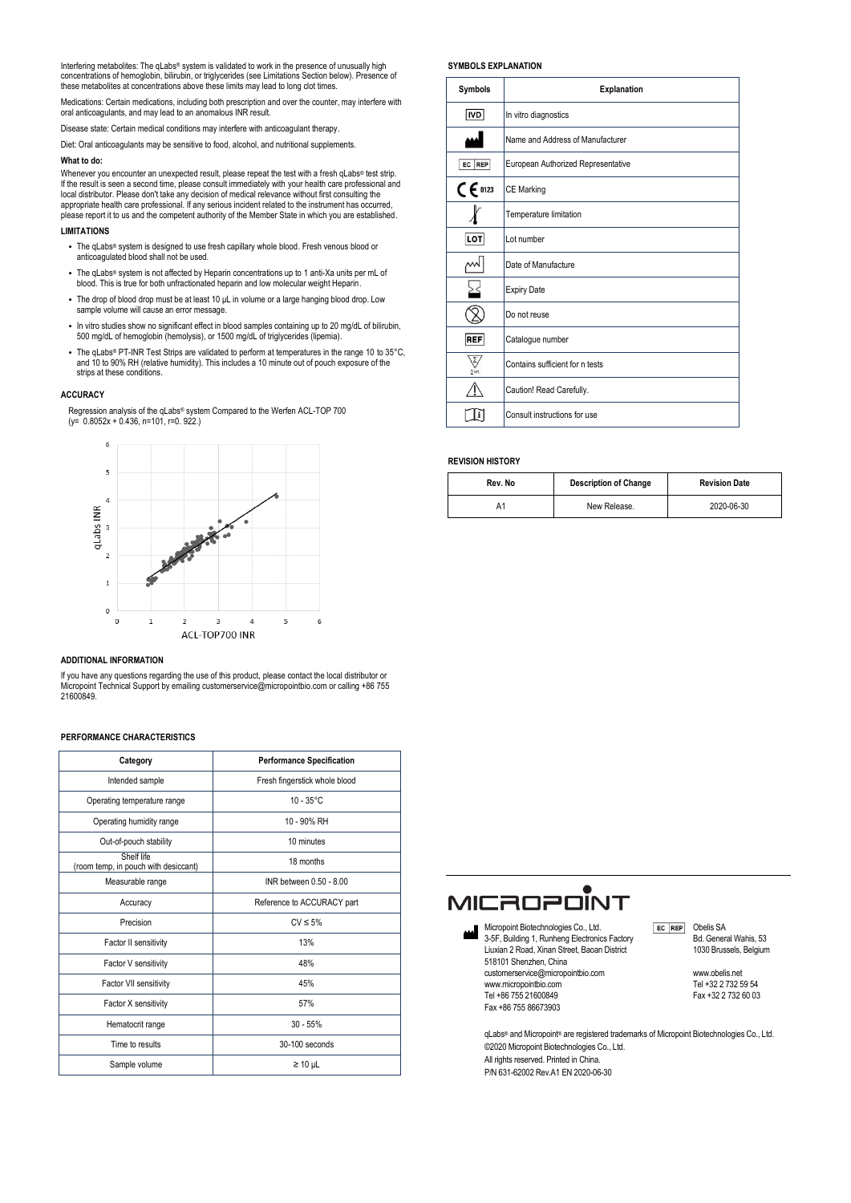Interfering metabolites: The qLabs® system is validated to work in the presence of unusually high concentrations of hemoglobin, bilirubin, or triglycerides (see Limitations Section below). Presence of these metabolites at concentrations above these limits may lead to long clot times.

Medications: Certain medications, including both prescription and over the counter, may interfere with oral anticoagulants, and may lead to an anomalous INR result.

Disease state: Certain medical conditions may interfere with anticoagulant therapy.

Diet: Oral anticoagulants may be sensitive to food, alcohol, and nutritional supplements.

**What to do:**

Whenever you encounter an unexpected result, please repeat the test with a fresh qLabs® test strip. If the result is seen a second time, please consult immediately with your health care professional and local distributor. Please don't take any decision of medical relevance without first consulting the appropriate health care professional. If any serious incident related to the instrument has occurred, please report it to us and the competent authority of the Member State in which you are established.

## LIMITATIONS

- The qLabs® system is designed to use fresh capillary whole blood. Fresh venous blood or anticoagulated blood shall not be used.
- The qLabs® system is not affected by Heparin concentrations up to 1 anti-Xa units per mL of blood. This is true for both unfractionated heparin and low molecular weight Heparin.
- The drop of blood drop must be at least 10 µL in volume or a large hanging blood drop. Low sample volume will cause an error message.
- In vitro studies show no significant effect in blood samples containing up to 20 mg/dL of bilirubin, 500 mg/dL of hemoglobin (hemolysis), or 1500 mg/dL of triglycerides (lipemia).
- The qLabs® PT-INR Test Strips are validated to perform at temperatures in the range 10 to 35°C, and 10 to 90% RH (relative humidity). This includes a 10 minute out of pouch exposure of the strips at these conditions.

## ACCURACY

Regression analysis of the qLabs® system Compared to the Werfen ACL-TOP 700
(y= 0.8052x + 0.436, n=101, r=0. 922.)

qLabs INR
ACL-TOP700 INR
0 1 2 3 4 5 6

## ADDITIONAL INFORMATION

If you have any questions regarding the use of this product, please contact the local distributor or Micropoint Technical Support by emailing customerservice@micropointbio.com or calling +86 755 21600849.

## PERFORMANCE CHARACTERISTICS

| Category | Performance Specification |
|---|---|
| Intended sample | Fresh fingerstick whole blood |
| Operating temperature range | 10 - 35°C |
| Operating humidity range | 10 - 90% RH |
| Out-of-pouch stability | 10 minutes |
| Shelf life (room temp, in pouch with desiccant) | 18 months |
| Measurable range | INR between 0.50 - 8.00 |
| Accuracy | Reference to ACCURACY part |
| Precision | CV ≤ 5% |
| Factor II sensitivity | 13% |
| Factor V sensitivity | 48% |
| Factor VII sensitivity | 45% |
| Factor X sensitivity | 57% |
| Hematocrit range | 30 - 55% |
| Time to results | 30-100 seconds |
| Sample volume | ≥ 10 µL |

## SYMBOLS EXPLANATION

| Symbols | Explanation |
|---|---|
| IVD | In vitro diagnostics |
| | Name and Address of Manufacturer |
| EC REP | European Authorized Representative |
| CE 0123 | CE Marking |
| | Temperature limitation |
| LOT | Lot number |
| | Date of Manufacture |
| | Expiry Date |
| | Do not reuse |
| REF | Catalogue number |
| Σ | Contains sufficient for n tests |
| ⚠ | Caution! Read Carefully. |
| | Consult instructions for use |

## REVISION HISTORY

| Rev. No | Description of Change | Revision Date |
|---|---|---|
| A1 | New Release. | 2020-06-30 |

MICROPOINT

Micropoint Biotechnologies Co., Ltd.
3-5F, Building 1, Runheng Electronics Factory
Liuxian 2 Road, Xinan Street, Baoan District
518101 Shenzhen, China
customerservice@micropointbio.com
www.micropointbio.com
Tel +86 755 21600849
Fax +86 755 86673903

EC REP Obelis SA
Bd. General Wahis, 53
1030 Brussels, Belgium

www.obelis.net
Tel +32 2 732 59 54
Fax +32 2 732 60 03

qLabs® and Micropoint® are registered trademarks of Micropoint Biotechnologies Co., Ltd.
©2020 Micropoint Biotechnologies Co., Ltd.
All rights reserved. Printed in China.
P/N 631-62002 Rev.A1 EN 2020-06-30